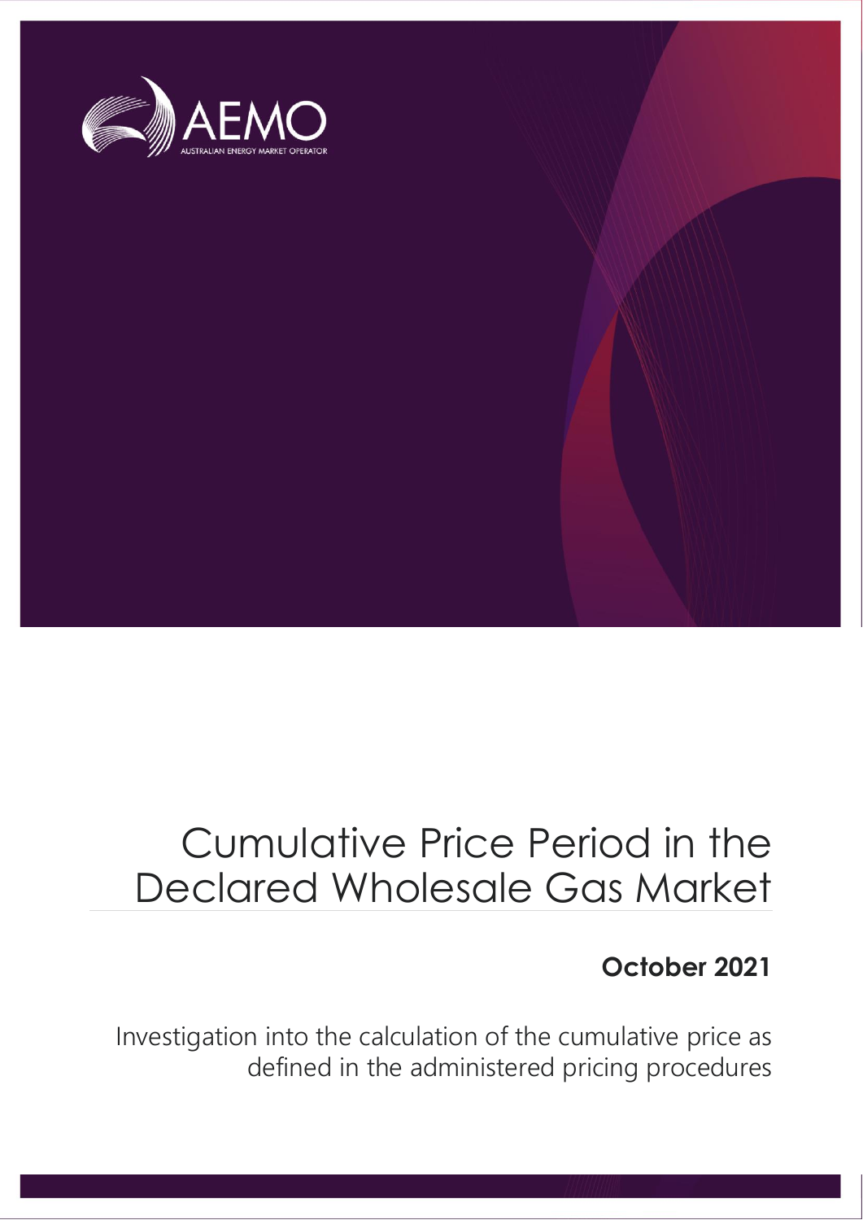AEMO

AUSTRALIAN ENERGY MARKET OPERATOR

# Cumulative Price Period in the Declared Wholesale Gas Market

**October 2021**

Investigation into the calculation of the cumulative price as defined in the administered pricing procedures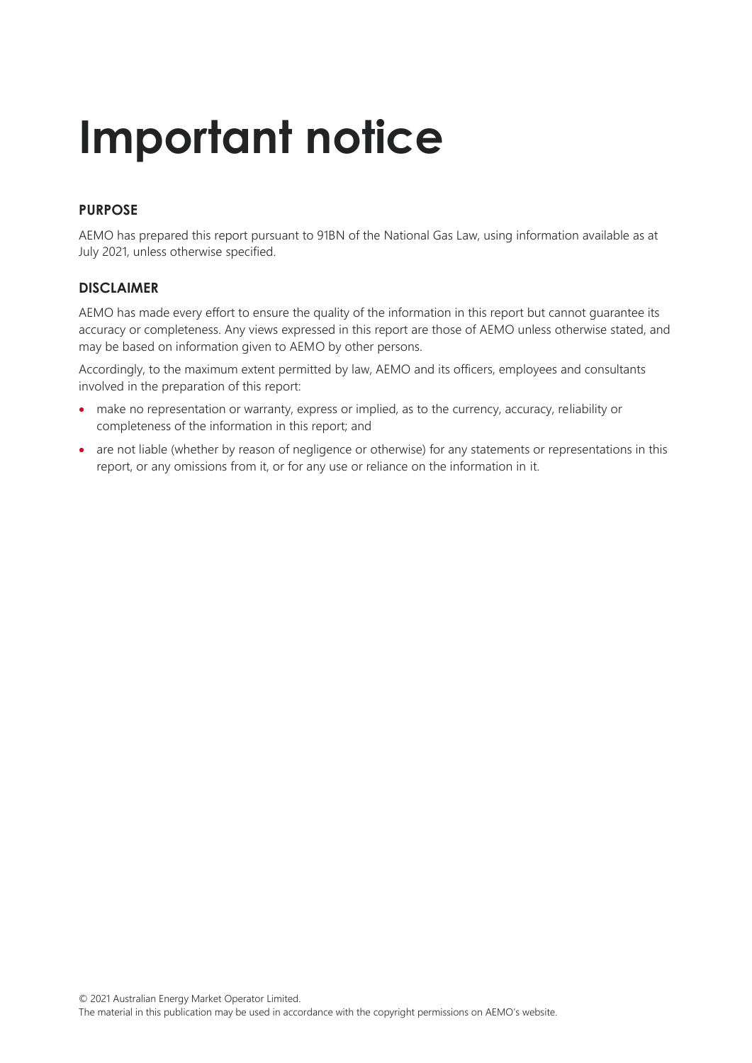# Important notice

## PURPOSE

AEMO has prepared this report pursuant to 91BN of the National Gas Law, using information available as at July 2021, unless otherwise specified.

## DISCLAIMER

AEMO has made every effort to ensure the quality of the information in this report but cannot guarantee its accuracy or completeness. Any views expressed in this report are those of AEMO unless otherwise stated, and may be based on information given to AEMO by other persons.

Accordingly, to the maximum extent permitted by law, AEMO and its officers, employees and consultants involved in the preparation of this report:

- make no representation or warranty, express or implied, as to the currency, accuracy, reliability or completeness of the information in this report; and
- are not liable (whether by reason of negligence or otherwise) for any statements or representations in this report, or any omissions from it, or for any use or reliance on the information in it.

© 2021 Australian Energy Market Operator Limited.
The material in this publication may be used in accordance with the copyright permissions on AEMO's website.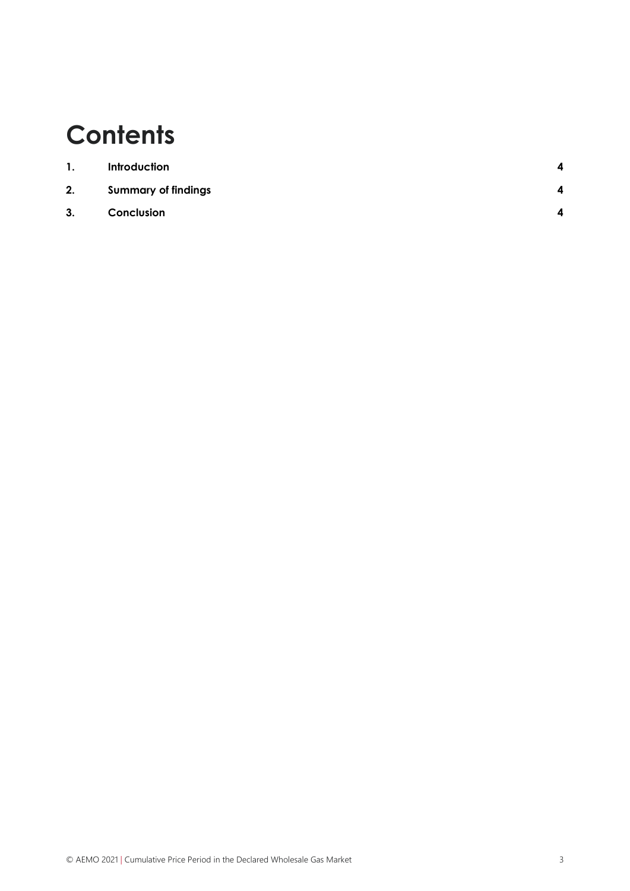# Contents

| | | |
|---|---|---|
| **1.** | **Introduction** | **4** |
| **2.** | **Summary of findings** | **4** |
| **3.** | **Conclusion** | **4** |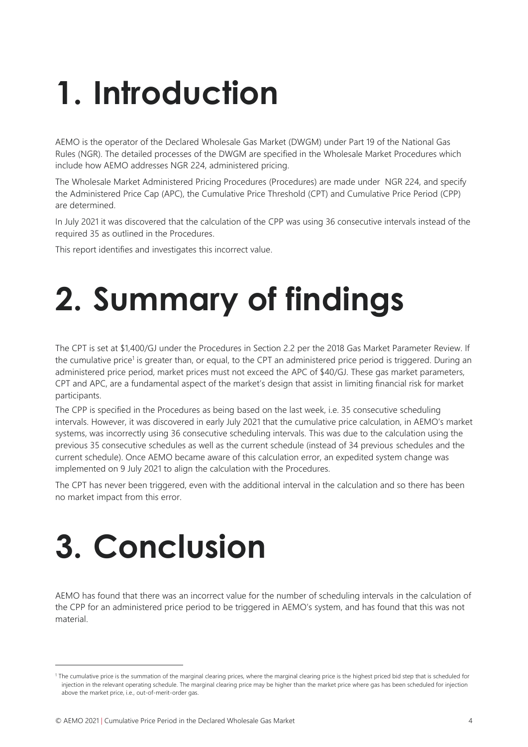# 1. Introduction

AEMO is the operator of the Declared Wholesale Gas Market (DWGM) under Part 19 of the National Gas Rules (NGR). The detailed processes of the DWGM are specified in the Wholesale Market Procedures which include how AEMO addresses NGR 224, administered pricing.

The Wholesale Market Administered Pricing Procedures (Procedures) are made under NGR 224, and specify the Administered Price Cap (APC), the Cumulative Price Threshold (CPT) and Cumulative Price Period (CPP) are determined.

In July 2021 it was discovered that the calculation of the CPP was using 36 consecutive intervals instead of the required 35 as outlined in the Procedures.

This report identifies and investigates this incorrect value.

# 2. Summary of findings

The CPT is set at $1,400/GJ under the Procedures in Section 2.2 per the 2018 Gas Market Parameter Review. If the cumulative price[1] is greater than, or equal, to the CPT an administered price period is triggered. During an administered price period, market prices must not exceed the APC of $40/GJ. These gas market parameters, CPT and APC, are a fundamental aspect of the market's design that assist in limiting financial risk for market participants.

The CPP is specified in the Procedures as being based on the last week, i.e. 35 consecutive scheduling intervals. However, it was discovered in early July 2021 that the cumulative price calculation, in AEMO's market systems, was incorrectly using 36 consecutive scheduling intervals. This was due to the calculation using the previous 35 consecutive schedules as well as the current schedule (instead of 34 previous schedules and the current schedule). Once AEMO became aware of this calculation error, an expedited system change was implemented on 9 July 2021 to align the calculation with the Procedures.

The CPT has never been triggered, even with the additional interval in the calculation and so there has been no market impact from this error.

# 3. Conclusion

AEMO has found that there was an incorrect value for the number of scheduling intervals in the calculation of the CPP for an administered price period to be triggered in AEMO's system, and has found that this was not material.

---

[1] The cumulative price is the summation of the marginal clearing prices, where the marginal clearing price is the highest priced bid step that is scheduled for injection in the relevant operating schedule. The marginal clearing price may be higher than the market price where gas has been scheduled for injection above the market price, i.e., out-of-merit-order gas.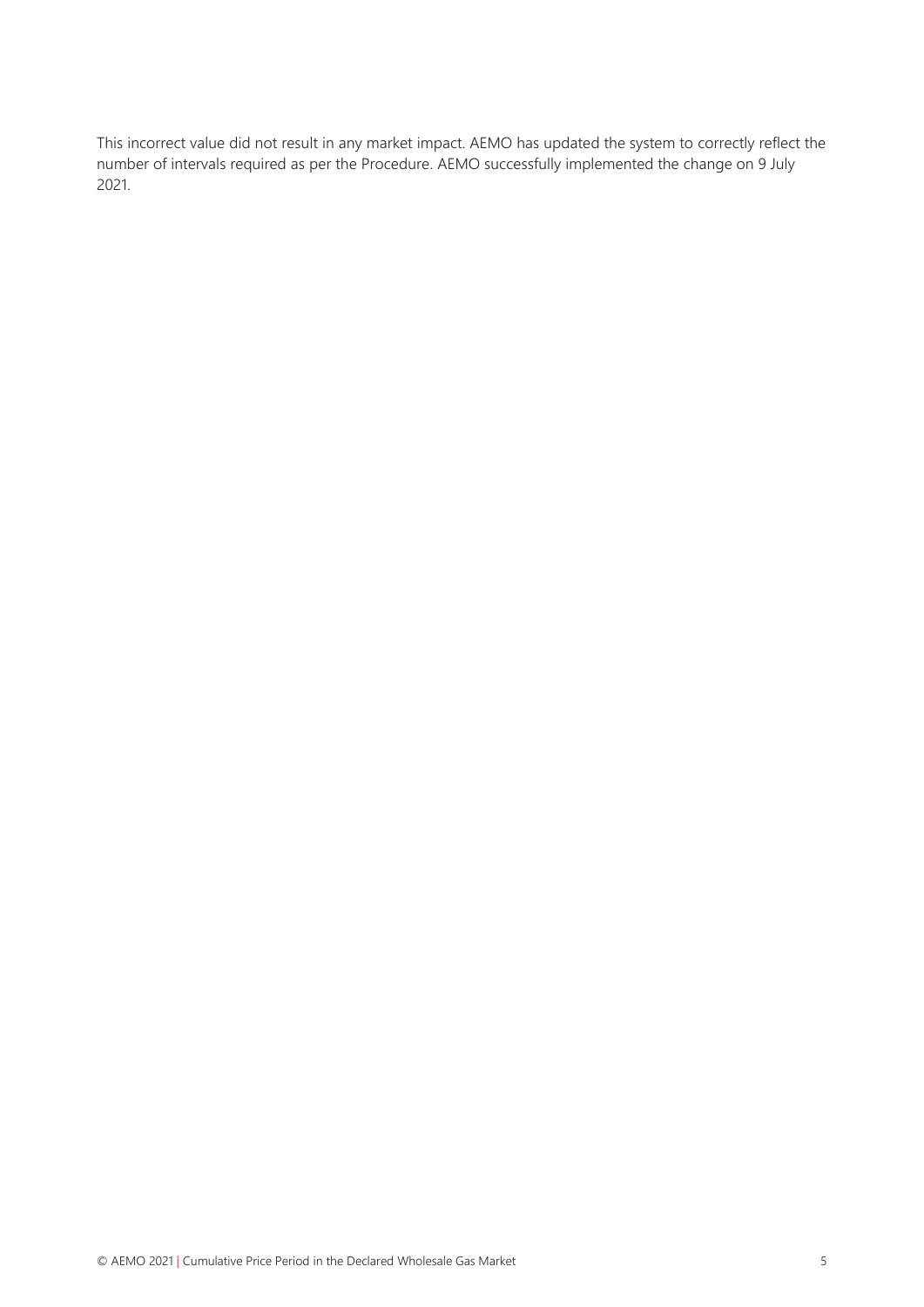This incorrect value did not result in any market impact. AEMO has updated the system to correctly reflect the number of intervals required as per the Procedure. AEMO successfully implemented the change on 9 July 2021.